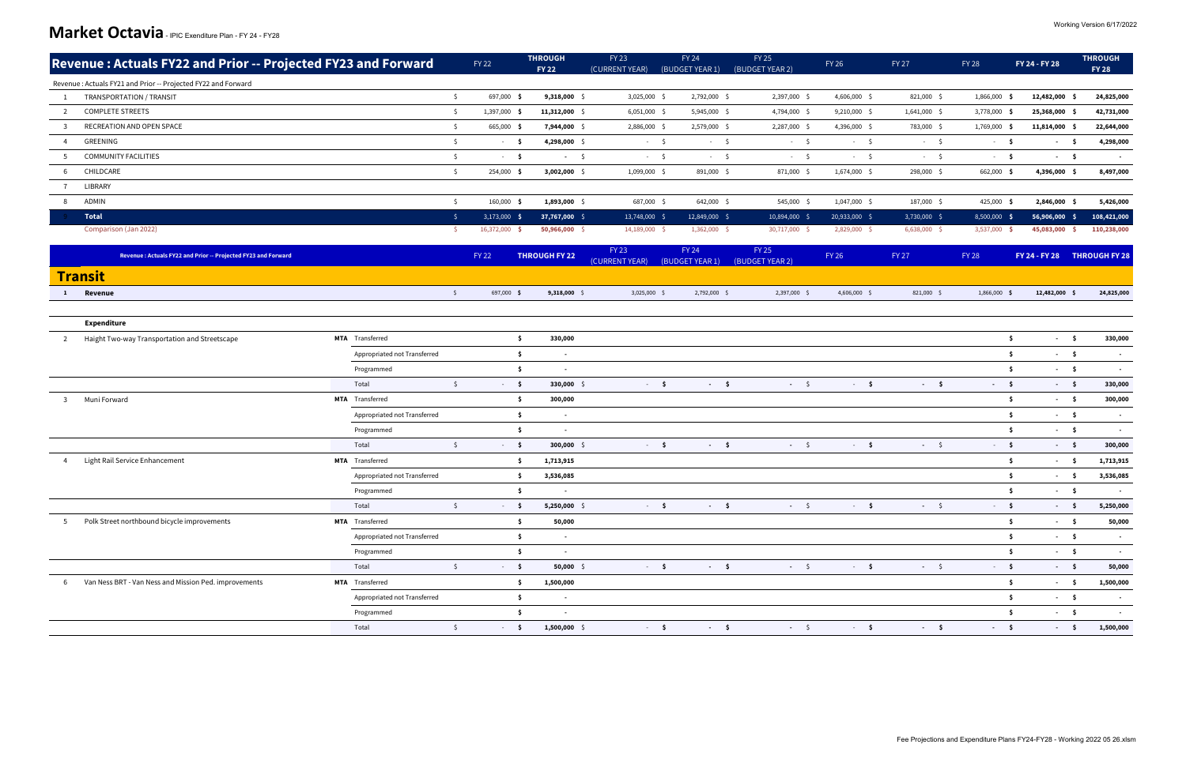# Market Octavia - IPIC Exenditure Plan - FY 24 - FY28

Working Version 6/17/2022

| | Revenue : Actuals FY22 and Prior -- Projected FY23 and Forward | FY 22 | THROUGH FY 22 | FY 23 (CURRENT YEAR) | FY 24 (BUDGET YEAR 1) | FY 25 (BUDGET YEAR 2) | FY 26 | FY 27 | FY 28 | FY 24 - FY 28 | THROUGH FY 28 |
|---|---|---|---|---|---|---|---|---|---|---|---|
| | Revenue : Actuals FY21 and Prior -- Projected FY22 and Forward | | | | | | | | | | |
| 1 | TRANSPORTATION / TRANSIT | $ 697,000 | $ 9,318,000 | $ 3,025,000 | $ 2,792,000 | $ 2,397,000 | $ 4,606,000 | $ 821,000 | $ 1,866,000 | $ 12,482,000 | $ 24,825,000 |
| 2 | COMPLETE STREETS | $ 1,397,000 | $ 11,312,000 | $ 6,051,000 | $ 5,945,000 | $ 4,794,000 | $ 9,210,000 | $ 1,641,000 | $ 3,778,000 | $ 25,368,000 | $ 42,731,000 |
| 3 | RECREATION AND OPEN SPACE | $ 665,000 | $ 7,944,000 | $ 2,886,000 | $ 2,579,000 | $ 2,287,000 | $ 4,396,000 | $ 783,000 | $ 1,769,000 | $ 11,814,000 | $ 22,644,000 |
| 4 | GREENING | $ - | $ 4,298,000 | $ - | $ - | $ - | $ - | $ - | $ - | $ - | $ 4,298,000 |
| 5 | COMMUNITY FACILITIES | $ - | $ - | $ - | $ - | $ - | $ - | $ - | $ - | $ - | $ - |
| 6 | CHILDCARE | $ 254,000 | $ 3,002,000 | $ 1,099,000 | $ 891,000 | $ 871,000 | $ 1,674,000 | $ 298,000 | $ 662,000 | $ 4,396,000 | $ 8,497,000 |
| 7 | LIBRARY | | | | | | | | | | |
| 8 | ADMIN | $ 160,000 | $ 1,893,000 | $ 687,000 | $ 642,000 | $ 545,000 | $ 1,047,000 | $ 187,000 | $ 425,000 | $ 2,846,000 | $ 5,426,000 |
| 9 | **Total** | $ 3,173,000 | $ 37,767,000 | $ 13,748,000 | $ 12,849,000 | $ 10,894,000 | $ 20,933,000 | $ 3,730,000 | $ 8,500,000 | $ 56,906,000 | $ 108,421,000 |
| | Comparison (Jan 2022) | $ 16,372,000 | $ 50,966,000 | $ 14,189,000 | $ 1,362,000 | $ 30,717,000 | $ 2,829,000 | $ 6,638,000 | $ 3,537,000 | $ 45,083,000 | $ 110,238,000 |

## Transit

| | Revenue : Actuals FY22 and Prior -- Projected FY23 and Forward | | | FY 22 | THROUGH FY 22 | FY 23 (CURRENT YEAR) | FY 24 (BUDGET YEAR 1) | FY 25 (BUDGET YEAR 2) | FY 26 | FY 27 | FY 28 | FY 24 - FY 28 | THROUGH FY 28 |
|---|---|---|---|---|---|---|---|---|---|---|---|---|---|
| 1 | **Revenue** | | | $ 697,000 | $ 9,318,000 | $ 3,025,000 | $ 2,792,000 | $ 2,397,000 | $ 4,606,000 | $ 821,000 | $ 1,866,000 | $ 12,482,000 | $ 24,825,000 |
| | **Expenditure** | | | | | | | | | | | | |
| 2 | Haight Two-way Transportation and Streetscape | MTA | Transferred | | $ 330,000 | | | | | | | $ - | $ 330,000 |
| | | | Appropriated not Transferred | | $ - | | | | | | | $ - | $ - |
| | | | Programmed | | $ - | | | | | | | $ - | $ - |
| | | | Total | $ - | $ 330,000 | $ - | $ - | $ - | $ - | $ - | $ - | $ - | $ 330,000 |
| 3 | Muni Forward | MTA | Transferred | | $ 300,000 | | | | | | | $ - | $ 300,000 |
| | | | Appropriated not Transferred | | $ - | | | | | | | $ - | $ - |
| | | | Programmed | | $ - | | | | | | | $ - | $ - |
| | | | Total | $ - | $ 300,000 | $ - | $ - | $ - | $ - | $ - | $ - | $ - | $ 300,000 |
| 4 | Light Rail Service Enhancement | MTA | Transferred | | $ 1,713,915 | | | | | | | $ - | $ 1,713,915 |
| | | | Appropriated not Transferred | | $ 3,536,085 | | | | | | | $ - | $ 3,536,085 |
| | | | Programmed | | $ - | | | | | | | $ - | $ - |
| | | | Total | $ - | $ 5,250,000 | $ - | $ - | $ - | $ - | $ - | $ - | $ - | $ 5,250,000 |
| 5 | Polk Street northbound bicycle improvements | MTA | Transferred | | $ 50,000 | | | | | | | $ - | $ 50,000 |
| | | | Appropriated not Transferred | | $ - | | | | | | | $ - | $ - |
| | | | Programmed | | $ - | | | | | | | $ - | $ - |
| | | | Total | $ - | $ 50,000 | $ - | $ - | $ - | $ - | $ - | $ - | $ - | $ 50,000 |
| 6 | Van Ness BRT - Van Ness and Mission Ped. improvements | MTA | Transferred | | $ 1,500,000 | | | | | | | $ - | $ 1,500,000 |
| | | | Appropriated not Transferred | | $ - | | | | | | | $ - | $ - |
| | | | Programmed | | $ - | | | | | | | $ - | $ - |
| | | | Total | $ - | $ 1,500,000 | $ - | $ - | $ - | $ - | $ - | $ - | $ - | $ 1,500,000 |

Fee Projections and Expenditure Plans FY24-FY28 - Working 2022 05 26.xlsm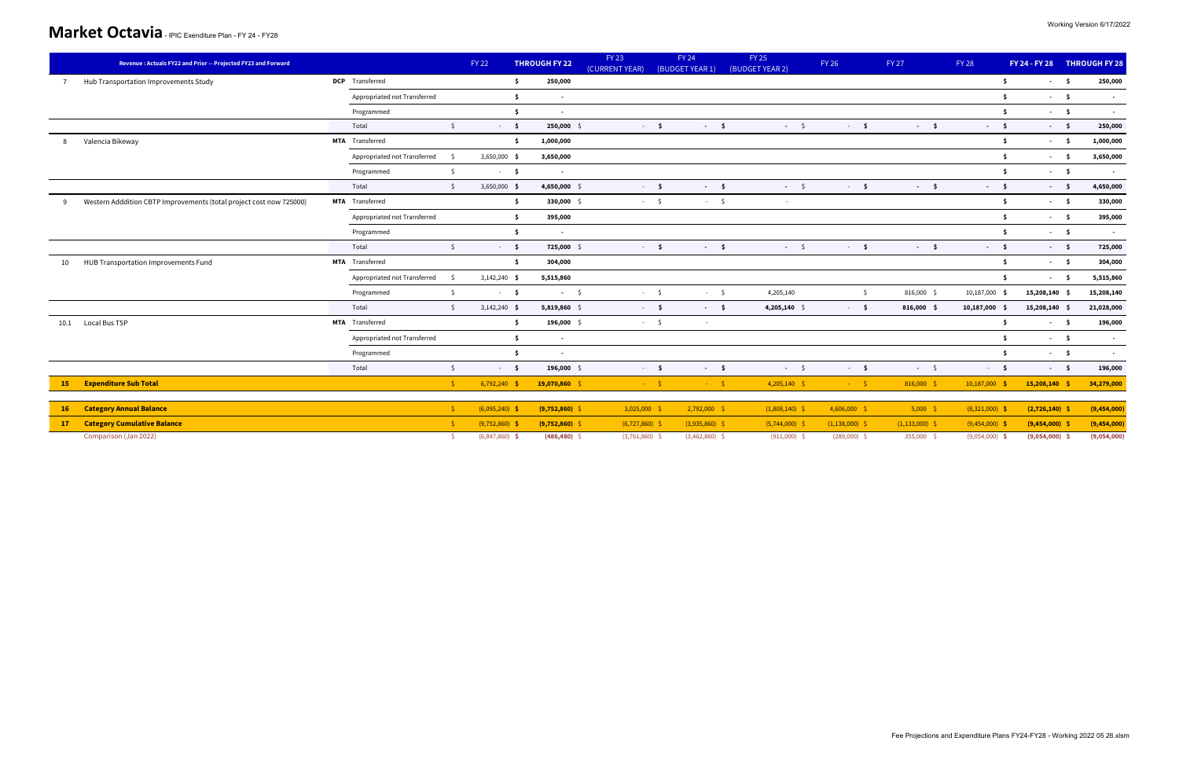# Market Octavia - IPIC Exenditure Plan - FY 24 - FY28

Working Version 6/17/2022

| | Revenue : Actuals FY22 and Prior -- Projected FY23 and Forward | | | FY 22 | THROUGH FY 22 | FY 23 (CURRENT YEAR) | FY 24 (BUDGET YEAR 1) | FY 25 (BUDGET YEAR 2) | FY 26 | FY 27 | FY 28 | FY 24 - FY 28 | THROUGH FY 28 |
|---|---|---|---|---|---|---|---|---|---|---|---|---|---|
| 7 | Hub Transportation Improvements Study | DCP | Transferred | | $ 250,000 | | | | | | | $ - | $ 250,000 |
| | | | Appropriated not Transferred | | $ - | | | | | | | $ - | $ - |
| | | | Programmed | | $ - | | | | | | | $ - | $ - |
| | | | Total | $ - | $ 250,000 | $ - | $ - | $ - | $ - | $ - | $ - | $ - | $ 250,000 |
| 8 | Valencia Bikeway | MTA | Transferred | | $ 1,000,000 | | | | | | | $ - | $ 1,000,000 |
| | | | Appropriated not Transferred | $ 3,650,000 | $ 3,650,000 | | | | | | | $ - | $ 3,650,000 |
| | | | Programmed | $ - | $ - | | | | | | | $ - | $ - |
| | | | Total | $ 3,650,000 | $ 4,650,000 | $ - | $ - | $ - | $ - | $ - | $ - | $ - | $ 4,650,000 |
| 9 | Western Adddition CBTP Improvements (total project cost now 725000) | MTA | Transferred | | $ 330,000 | $ - | $ - | - | | | | $ - | $ 330,000 |
| | | | Appropriated not Transferred | | $ 395,000 | | | | | | | $ - | $ 395,000 |
| | | | Programmed | | $ - | | | | | | | $ - | $ - |
| | | | Total | $ - | $ 725,000 | $ - | $ - | $ - | $ - | $ - | $ - | $ - | $ 725,000 |
| 10 | HUB Transportation Improvements Fund | MTA | Transferred | | $ 304,000 | | | | | | | $ - | $ 304,000 |
| | | | Appropriated not Transferred | $ 3,142,240 | $ 5,515,860 | | | | | | | $ - | $ 5,515,860 |
| | | | Programmed | $ - | $ - | $ - | $ - | 4,205,140 | $ | 816,000 | 10,187,000 | $ 15,208,140 | $ 15,208,140 |
| | | | Total | $ 3,142,240 | $ 5,819,860 | $ - | $ - | $ 4,205,140 | $ - | $ 816,000 | $ 10,187,000 | $ 15,208,140 | $ 21,028,000 |
| 10.1 | Local Bus TSP | MTA | Transferred | | $ 196,000 | $ - | - | | | | | $ - | $ 196,000 |
| | | | Appropriated not Transferred | | $ - | | | | | | | $ - | $ - |
| | | | Programmed | | $ - | | | | | | | $ - | $ - |
| | | | Total | $ - | $ 196,000 | $ - | $ - | $ - | $ - | $ - | $ - | $ - | $ 196,000 |
| **15** | **Expenditure Sub Total** | | | $ 6,792,240 | $ 19,070,860 | $ - | $ - | $ 4,205,140 | $ - | $ 816,000 | $ 10,187,000 | $ 15,208,140 | $ 34,279,000 |
| **16** | **Category Annual Balance** | | | $ (6,095,240) | $ (9,752,860) | $ 3,025,000 | $ 2,792,000 | $ (1,808,140) | $ 4,606,000 | $ 5,000 | $ (8,321,000) | $ (2,726,140) | $ (9,454,000) |
| **17** | **Category Cumulative Balance** | | | $ (9,752,860) | $ (9,752,860) | $ (6,727,860) | $ (3,935,860) | $ (5,744,000) | $ (1,138,000) | $ (1,133,000) | $ (9,454,000) | $ (9,454,000) | $ (9,454,000) |
| | Comparison (Jan 2022) | | | $ (6,847,860) | $ (486,480) | $ (3,761,860) | $ (3,462,860) | $ (911,000) | $ (289,000) | $ 355,000 | $ (9,054,000) | $ (9,054,000) | $ (9,054,000) |

Fee Projections and Expenditure Plans FY24-FY28 - Working 2022 05 26.xlsm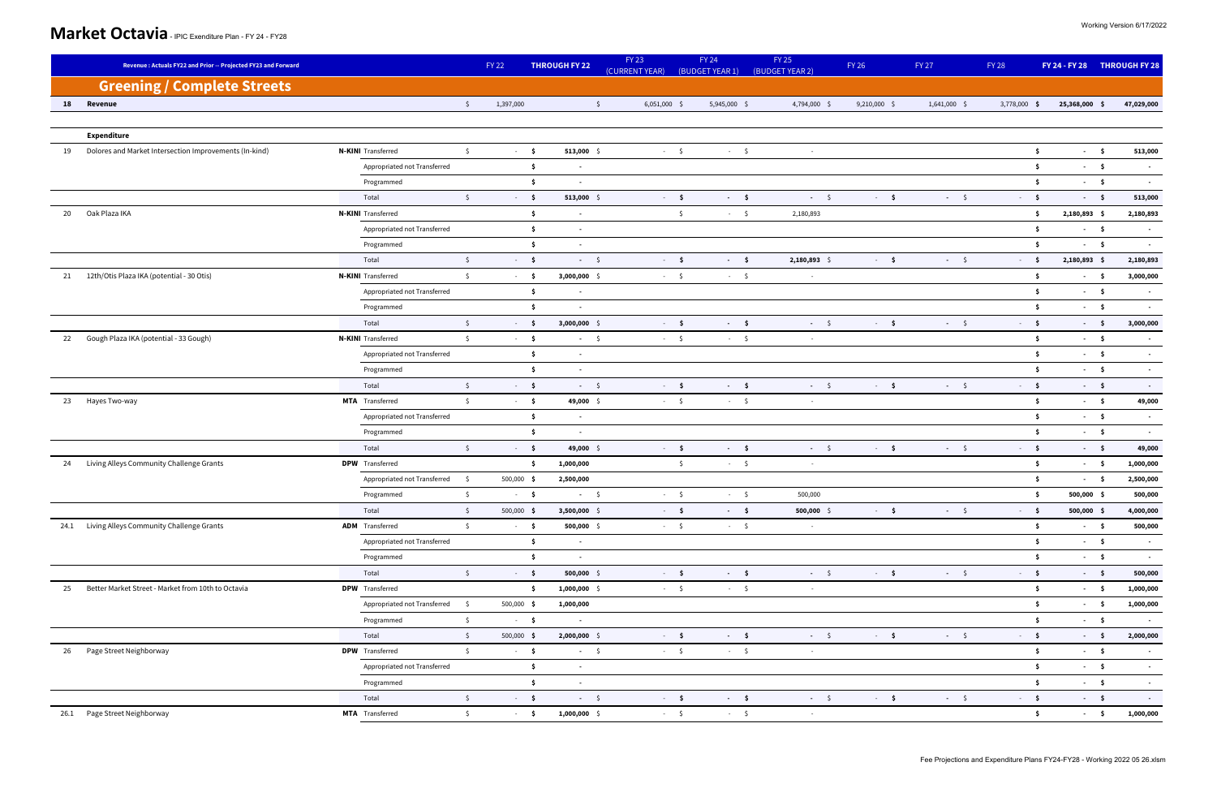# Market Octavia - IPIC Exenditure Plan - FY 24 - FY28

Working Version 6/17/2022

| | Revenue : Actuals FY22 and Prior -- Projected FY23 and Forward | | | FY 22 | THROUGH FY 22 | FY 23 (CURRENT YEAR) | FY 24 (BUDGET YEAR 1) | FY 25 (BUDGET YEAR 2) | FY 26 | FY 27 | FY 28 | FY 24 - FY 28 | THROUGH FY 28 |
|---|---|---|---|---|---|---|---|---|---|---|---|---|---|
| | **Greening / Complete Streets** | | | | | | | | | | | | |
| **18** | **Revenue** | | | $ 1,397,000 | $ | 6,051,000 $ | 5,945,000 $ | 4,794,000 $ | 9,210,000 $ | 1,641,000 $ | 3,778,000 $ | **25,368,000 $** | **47,029,000** |
| | **Expenditure** | | | | | | | | | | | | |
| 19 | Dolores and Market Intersection Improvements (In-kind) | **N-KINI** | Transferred | $ - | **$ 513,000** $ | - $ | - $ | - | | | | **$ -** | **$ 513,000** |
| | | | Appropriated not Transferred | | **$ -** | | | | | | | **$ -** | **$ -** |
| | | | Programmed | | **$ -** | | | | | | | **$ -** | **$ -** |
| | | | Total | $ - | **$ 513,000** $ | - **$** | - **$** | - $ | - **$** | - $ | - | **$ -** | **$ 513,000** |
| 20 | Oak Plaza IKA | **N-KINI** | Transferred | | **$ -** | $ | - $ | 2,180,893 | | | | **$ 2,180,893** | **$ 2,180,893** |
| | | | Appropriated not Transferred | | **$ -** | | | | | | | **$ -** | **$ -** |
| | | | Programmed | | **$ -** | | | | | | | **$ -** | **$ -** |
| | | | Total | $ - | **$ -** $ | - **$** | - **$** | **2,180,893** $ | - **$** | - $ | - | **$ 2,180,893** | **$ 2,180,893** |
| 21 | 12th/Otis Plaza IKA (potential - 30 Otis) | **N-KINI** | Transferred | $ - | **$ 3,000,000** $ | - $ | - $ | - | | | | **$ -** | **$ 3,000,000** |
| | | | Appropriated not Transferred | | **$ -** | | | | | | | **$ -** | **$ -** |
| | | | Programmed | | **$ -** | | | | | | | **$ -** | **$ -** |
| | | | Total | $ - | **$ 3,000,000** $ | - **$** | - **$** | - $ | - **$** | - $ | - | **$ -** | **$ 3,000,000** |
| 22 | Gough Plaza IKA (potential - 33 Gough) | **N-KINI** | Transferred | $ - | **$ -** $ | - $ | - $ | - | | | | **$ -** | **$ -** |
| | | | Appropriated not Transferred | | **$ -** | | | | | | | **$ -** | **$ -** |
| | | | Programmed | | **$ -** | | | | | | | **$ -** | **$ -** |
| | | | Total | $ - | **$ -** $ | - **$** | - **$** | - $ | - **$** | - $ | - | **$ -** | **$ -** |
| 23 | Hayes Two-way | **MTA** | Transferred | $ - | **$ 49,000** $ | - $ | - $ | - | | | | **$ -** | **$ 49,000** |
| | | | Appropriated not Transferred | | **$ -** | | | | | | | **$ -** | **$ -** |
| | | | Programmed | | **$ -** | | | | | | | **$ -** | **$ -** |
| | | | Total | $ - | **$ 49,000** $ | - **$** | - **$** | - $ | - **$** | - $ | - | **$ -** | **$ 49,000** |
| 24 | Living Alleys Community Challenge Grants | **DPW** | Transferred | | **$ 1,000,000** | $ | - $ | - | | | | **$ -** | **$ 1,000,000** |
| | | | Appropriated not Transferred | $ 500,000 | **$ 2,500,000** | | | | | | | **$ -** | **$ 2,500,000** |
| | | | Programmed | $ - | **$ -** $ | - $ | - $ | 500,000 | | | | **$ 500,000** | **$ 500,000** |
| | | | Total | $ 500,000 | **$ 3,500,000** $ | - **$** | - **$** | **500,000** $ | - **$** | - $ | - | **$ 500,000** | **$ 4,000,000** |
| 24.1 | Living Alleys Community Challenge Grants | **ADM** | Transferred | $ - | **$ 500,000** $ | - $ | - $ | - | | | | **$ -** | **$ 500,000** |
| | | | Appropriated not Transferred | | **$ -** | | | | | | | **$ -** | **$ -** |
| | | | Programmed | | **$ -** | | | | | | | **$ -** | **$ -** |
| | | | Total | $ - | **$ 500,000** $ | - **$** | - **$** | - $ | - **$** | - $ | - | **$ -** | **$ 500,000** |
| 25 | Better Market Street - Market from 10th to Octavia | **DPW** | Transferred | | **$ 1,000,000** $ | - $ | - $ | - | | | | **$ -** | **$ 1,000,000** |
| | | | Appropriated not Transferred | $ 500,000 | **$ 1,000,000** | | | | | | | **$ -** | **$ 1,000,000** |
| | | | Programmed | $ - | **$ -** | | | | | | | **$ -** | **$ -** |
| | | | Total | $ 500,000 | **$ 2,000,000** $ | - **$** | - **$** | - $ | - **$** | - $ | - | **$ -** | **$ 2,000,000** |
| 26 | Page Street Neighborway | **DPW** | Transferred | $ - | **$ -** $ | - $ | - $ | - | | | | **$ -** | **$ -** |
| | | | Appropriated not Transferred | | **$ -** | | | | | | | **$ -** | **$ -** |
| | | | Programmed | | **$ -** | | | | | | | **$ -** | **$ -** |
| | | | Total | $ - | **$ -** $ | - **$** | - **$** | - $ | - **$** | - $ | - | **$ -** | **$ -** |
| 26.1 | Page Street Neighborway | **MTA** | Transferred | $ - | **$ 1,000,000** $ | - $ | - $ | - | | | | **$ -** | **$ 1,000,000** |

Fee Projections and Expenditure Plans FY24-FY28 - Working 2022 05 26.xlsm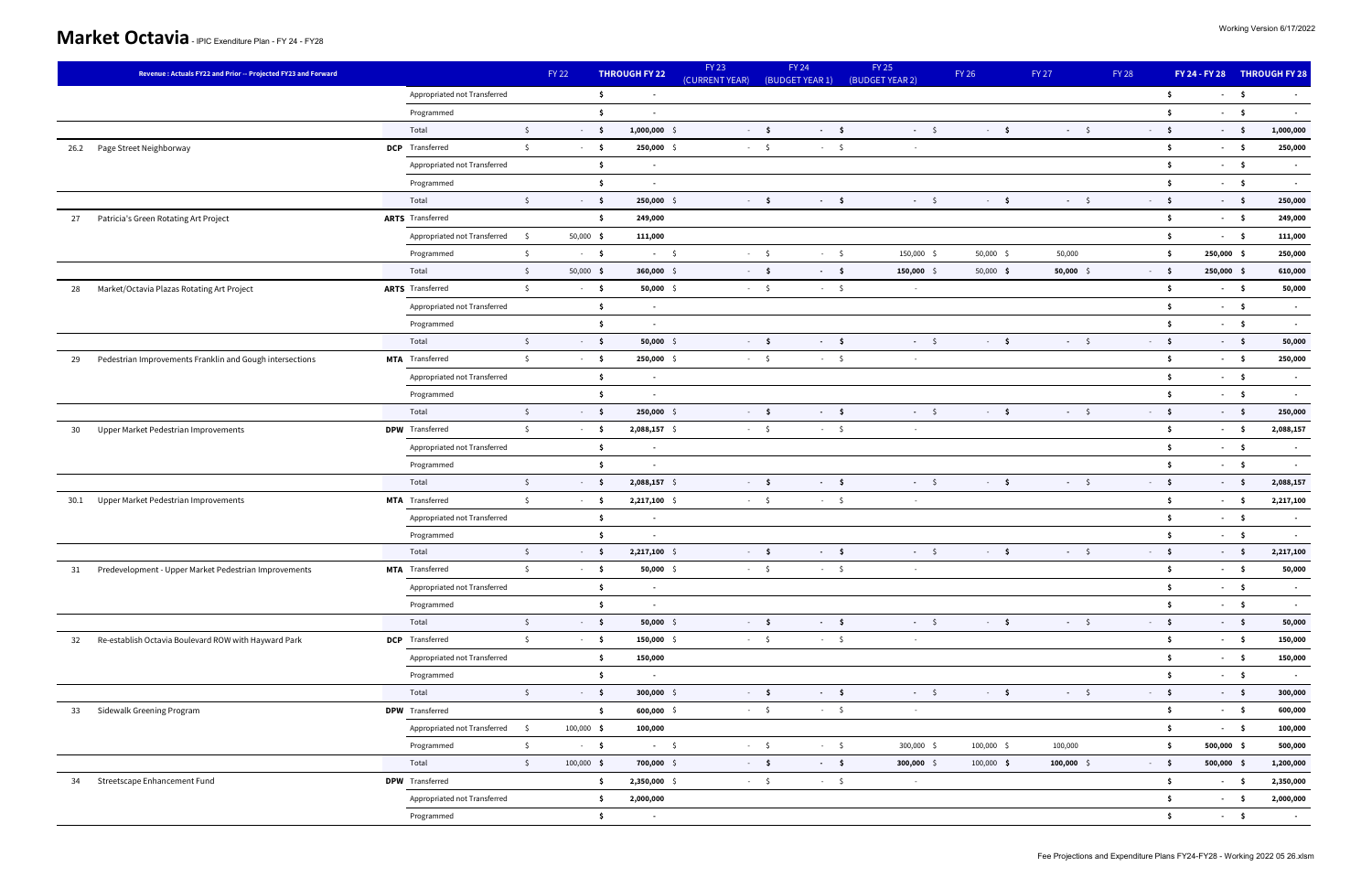# Market Octavia - IPIC Exenditure Plan - FY 24 - FY28

Working Version 6/17/2022

| | Revenue : Actuals FY22 and Prior -- Projected FY23 and Forward | | | FY 22 | THROUGH FY 22 | FY 23 (CURRENT YEAR) | FY 24 (BUDGET YEAR 1) | FY 25 (BUDGET YEAR 2) | FY 26 | FY 27 | FY 28 | FY 24 - FY 28 | THROUGH FY 28 |
|---|---|---|---|---|---|---|---|---|---|---|---|---|---|
| | | | Appropriated not Transferred | | $ - | | | | | | | $ - | $ - |
| | | | Programmed | | $ - | | | | | | | $ - | $ - |
| | | | Total | $ - | $ 1,000,000 | $ - | $ - | $ - | $ - | $ - | $ - | $ - | $ 1,000,000 |
| 26.2 | Page Street Neighborway | DCP | Transferred | $ - | $ 250,000 | $ - | $ - | $ - | | | | $ - | $ 250,000 |
| | | | Appropriated not Transferred | | $ - | | | | | | | $ - | $ - |
| | | | Programmed | | $ - | | | | | | | $ - | $ - |
| | | | Total | $ - | $ 250,000 | $ - | $ - | $ - | $ - | $ - | $ - | $ - | $ 250,000 |
| 27 | Patricia's Green Rotating Art Project | ARTS | Transferred | | $ 249,000 | | | | | | | $ - | $ 249,000 |
| | | | Appropriated not Transferred | $ 50,000 | $ 111,000 | | | | | | | $ - | $ 111,000 |
| | | | Programmed | $ - | $ - | $ - | $ - | $ 150,000 | $ 50,000 | $ 50,000 | | $ 250,000 | $ 250,000 |
| | | | Total | $ 50,000 | $ 360,000 | $ - | $ - | $ 150,000 | $ 50,000 | $ 50,000 | $ - | $ 250,000 | $ 610,000 |
| 28 | Market/Octavia Plazas Rotating Art Project | ARTS | Transferred | $ - | $ 50,000 | $ - | $ - | $ - | | | | $ - | $ 50,000 |
| | | | Appropriated not Transferred | | $ - | | | | | | | $ - | $ - |
| | | | Programmed | | $ - | | | | | | | $ - | $ - |
| | | | Total | $ - | $ 50,000 | $ - | $ - | $ - | $ - | $ - | $ - | $ - | $ 50,000 |
| 29 | Pedestrian Improvements Franklin and Gough intersections | MTA | Transferred | $ - | $ 250,000 | $ - | $ - | $ - | | | | $ - | $ 250,000 |
| | | | Appropriated not Transferred | | $ - | | | | | | | $ - | $ - |
| | | | Programmed | | $ - | | | | | | | $ - | $ - |
| | | | Total | $ - | $ 250,000 | $ - | $ - | $ - | $ - | $ - | $ - | $ - | $ 250,000 |
| 30 | Upper Market Pedestrian Improvements | DPW | Transferred | $ - | $ 2,088,157 | $ - | $ - | $ - | | | | $ - | $ 2,088,157 |
| | | | Appropriated not Transferred | | $ - | | | | | | | $ - | $ - |
| | | | Programmed | | $ - | | | | | | | $ - | $ - |
| | | | Total | $ - | $ 2,088,157 | $ - | $ - | $ - | $ - | $ - | $ - | $ - | $ 2,088,157 |
| 30.1 | Upper Market Pedestrian Improvements | MTA | Transferred | $ - | $ 2,217,100 | $ - | $ - | $ - | | | | $ - | $ 2,217,100 |
| | | | Appropriated not Transferred | | $ - | | | | | | | $ - | $ - |
| | | | Programmed | | $ - | | | | | | | $ - | $ - |
| | | | Total | $ - | $ 2,217,100 | $ - | $ - | $ - | $ - | $ - | $ - | $ - | $ 2,217,100 |
| 31 | Predevelopment - Upper Market Pedestrian Improvements | MTA | Transferred | $ - | $ 50,000 | $ - | $ - | $ - | | | | $ - | $ 50,000 |
| | | | Appropriated not Transferred | | $ - | | | | | | | $ - | $ - |
| | | | Programmed | | $ - | | | | | | | $ - | $ - |
| | | | Total | $ - | $ 50,000 | $ - | $ - | $ - | $ - | $ - | $ - | $ - | $ 50,000 |
| 32 | Re-establish Octavia Boulevard ROW with Hayward Park | DCP | Transferred | $ - | $ 150,000 | $ - | $ - | $ - | | | | $ - | $ 150,000 |
| | | | Appropriated not Transferred | | $ 150,000 | | | | | | | $ - | $ 150,000 |
| | | | Programmed | | $ - | | | | | | | $ - | $ - |
| | | | Total | $ - | $ 300,000 | $ - | $ - | $ - | $ - | $ - | $ - | $ - | $ 300,000 |
| 33 | Sidewalk Greening Program | DPW | Transferred | | $ 600,000 | $ - | $ - | $ - | | | | $ - | $ 600,000 |
| | | | Appropriated not Transferred | $ 100,000 | $ 100,000 | | | | | | | $ - | $ 100,000 |
| | | | Programmed | $ - | $ - | $ - | $ - | $ 300,000 | $ 100,000 | $ 100,000 | | $ 500,000 | $ 500,000 |
| | | | Total | $ 100,000 | $ 700,000 | $ - | $ - | $ 300,000 | $ 100,000 | $ 100,000 | $ - | $ 500,000 | $ 1,200,000 |
| 34 | Streetscape Enhancement Fund | DPW | Transferred | | $ 2,350,000 | $ - | $ - | $ - | | | | $ - | $ 2,350,000 |
| | | | Appropriated not Transferred | | $ 2,000,000 | | | | | | | $ - | $ 2,000,000 |
| | | | Programmed | | $ - | | | | | | | $ - | $ - |

Fee Projections and Expenditure Plans FY24-FY28 - Working 2022 05 26.xlsm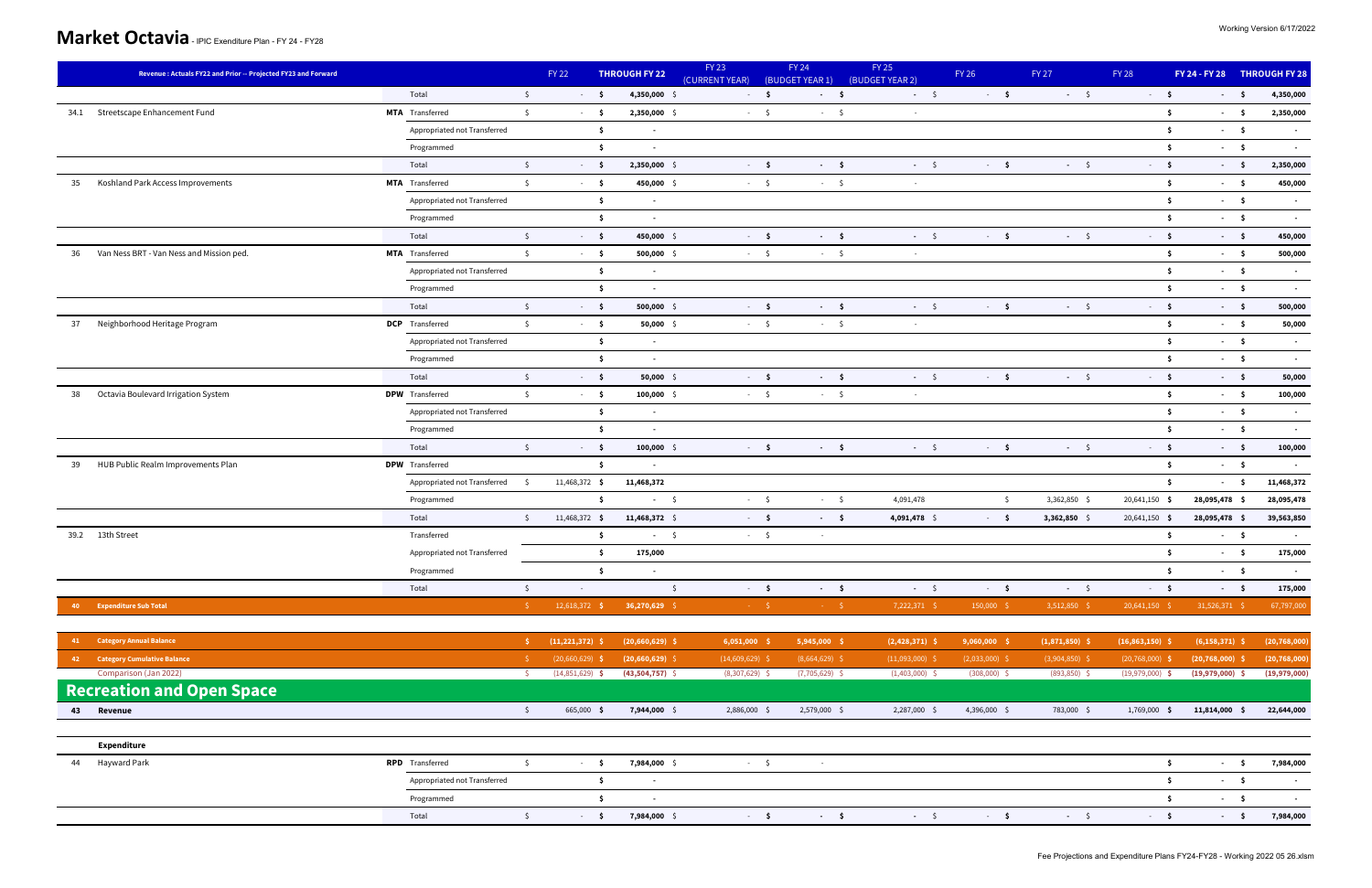# Market Octavia - IPIC Exenditure Plan - FY 24 - FY28

Working Version 6/17/2022

| | Revenue : Actuals FY22 and Prior -- Projected FY23 and Forward | | | FY 22 | THROUGH FY 22 | FY 23 (CURRENT YEAR) | FY 24 (BUDGET YEAR 1) | FY 25 (BUDGET YEAR 2) | FY 26 | FY 27 | FY 28 | FY 24 - FY 28 | THROUGH FY 28 |
|---|---|---|---|---|---|---|---|---|---|---|---|---|---|
| | | | Total | $ - | $ 4,350,000 | $ - | $ - | $ - | $ - | $ - | $ - | $ - | $ 4,350,000 |
| 34.1 | Streetscape Enhancement Fund | MTA | Transferred | $ - | $ 2,350,000 | $ - | $ - | - | | | | $ - | $ 2,350,000 |
| | | | Appropriated not Transferred | | $ - | | | | | | | $ - | $ - |
| | | | Programmed | | $ - | | | | | | | $ - | $ - |
| | | | Total | $ - | $ 2,350,000 | $ - | $ - | $ - | $ - | $ - | $ - | $ - | $ 2,350,000 |
| 35 | Koshland Park Access Improvements | MTA | Transferred | $ - | $ 450,000 | $ - | $ - | - | | | | $ - | $ 450,000 |
| | | | Appropriated not Transferred | | $ - | | | | | | | $ - | $ - |
| | | | Programmed | | $ - | | | | | | | $ - | $ - |
| | | | Total | $ - | $ 450,000 | $ - | $ - | $ - | $ - | $ - | $ - | $ - | $ 450,000 |
| 36 | Van Ness BRT - Van Ness and Mission ped. | MTA | Transferred | $ - | $ 500,000 | $ - | $ - | - | | | | $ - | $ 500,000 |
| | | | Appropriated not Transferred | | $ - | | | | | | | $ - | $ - |
| | | | Programmed | | $ - | | | | | | | $ - | $ - |
| | | | Total | $ - | $ 500,000 | $ - | $ - | $ - | $ - | $ - | $ - | $ - | $ 500,000 |
| 37 | Neighborhood Heritage Program | DCP | Transferred | $ - | $ 50,000 | $ - | $ - | - | | | | $ - | $ 50,000 |
| | | | Appropriated not Transferred | | $ - | | | | | | | $ - | $ - |
| | | | Programmed | | $ - | | | | | | | $ - | $ - |
| | | | Total | $ - | $ 50,000 | $ - | $ - | $ - | $ - | $ - | $ - | $ - | $ 50,000 |
| 38 | Octavia Boulevard Irrigation System | DPW | Transferred | $ - | $ 100,000 | $ - | $ - | - | | | | $ - | $ 100,000 |
| | | | Appropriated not Transferred | | $ - | | | | | | | $ - | $ - |
| | | | Programmed | | $ - | | | | | | | $ - | $ - |
| | | | Total | $ - | $ 100,000 | $ - | $ - | $ - | $ - | $ - | $ - | $ - | $ 100,000 |
| 39 | HUB Public Realm Improvements Plan | DPW | Transferred | | $ - | | | | | | | $ - | $ - |
| | | | Appropriated not Transferred | $ 11,468,372 | $ 11,468,372 | | | | | | | $ - | $ 11,468,372 |
| | | | Programmed | | $ - | $ - | $ - | 4,091,478 | $ | 3,362,850 | $ 20,641,150 | $ 28,095,478 | $ 28,095,478 |
| | | | Total | $ 11,468,372 | $ 11,468,372 | $ - | $ - | $ 4,091,478 | $ - | $ 3,362,850 | $ 20,641,150 | $ 28,095,478 | $ 39,563,850 |
| 39.2 | 13th Street | | Transferred | | $ - | $ - | $ - | | | | | $ - | $ - |
| | | | Appropriated not Transferred | | $ 175,000 | | | | | | | $ - | $ 175,000 |
| | | | Programmed | | $ - | | | | | | | $ - | $ - |
| | | | Total | $ - | | $ - | $ - | $ - | $ - | $ - | $ - | $ - | $ 175,000 |
| 40 | **Expenditure Sub Total** | | | $ 12,618,372 | $ 36,270,629 | $ - | $ - | $ 7,222,371 | $ 150,000 | $ 3,512,850 | $ 20,641,150 | $ 31,526,371 | $ 67,797,000 |
| | | | | | | | | | | | | | |
| 41 | **Category Annual Balance** | | | $ (11,221,372) | $ (20,660,629) | $ 6,051,000 | $ 5,945,000 | $ (2,428,371) | $ 9,060,000 | $ (1,871,850) | $ (16,863,150) | $ (6,158,371) | $ (20,768,000) |
| 42 | **Category Cumulative Balance** | | | $ (20,660,629) | $ (20,660,629) | $ (14,609,629) | $ (8,664,629) | $ (11,093,000) | $ (2,033,000) | $ (3,904,850) | $ (20,768,000) | $ (20,768,000) | $ (20,768,000) |
| | Comparison (Jan 2022) | | | $ (14,851,629) | $ (43,504,757) | $ (8,307,629) | $ (7,705,629) | $ (1,403,000) | $ (308,000) | $ (893,850) | $ (19,979,000) | $ (19,979,000) | $ (19,979,000) |

## Recreation and Open Space

| | | | | FY 22 | THROUGH FY 22 | FY 23 (CURRENT YEAR) | FY 24 (BUDGET YEAR 1) | FY 25 (BUDGET YEAR 2) | FY 26 | FY 27 | FY 28 | FY 24 - FY 28 | THROUGH FY 28 |
|---|---|---|---|---|---|---|---|---|---|---|---|---|---|
| 43 | **Revenue** | | | $ 665,000 | $ 7,944,000 | $ 2,886,000 | $ 2,579,000 | $ 2,287,000 | $ 4,396,000 | $ 783,000 | $ 1,769,000 | $ 11,814,000 | $ 22,644,000 |
| | | | | | | | | | | | | | |
| | **Expenditure** | | | | | | | | | | | | |
| 44 | Hayward Park | RPD | Transferred | $ - | $ 7,984,000 | $ - | - | | | | | $ - | $ 7,984,000 |
| | | | Appropriated not Transferred | | $ - | | | | | | | $ - | $ - |
| | | | Programmed | | $ - | | | | | | | $ - | $ - |
| | | | Total | $ - | $ 7,984,000 | $ - | $ - | $ - | $ - | $ - | $ - | $ - | $ 7,984,000 |

Fee Projections and Expenditure Plans FY24-FY28 - Working 2022 05 26.xlsm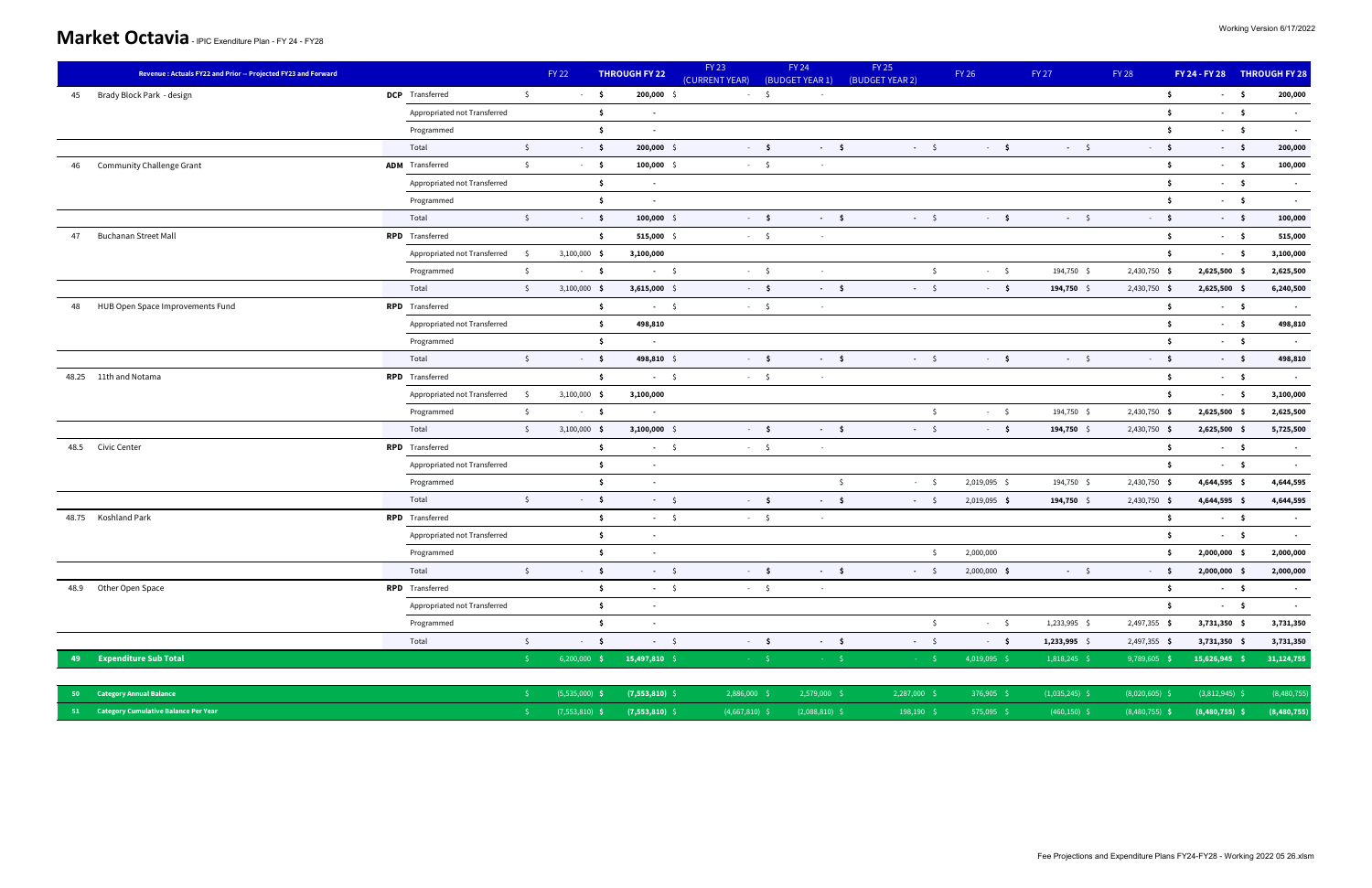# Market Octavia - IPIC Exenditure Plan - FY 24 - FY28

Working Version 6/17/2022

| # | Revenue : Actuals FY22 and Prior -- Projected FY23 and Forward | | | FY 22 | THROUGH FY 22 | FY 23 (CURRENT YEAR) | FY 24 (BUDGET YEAR 1) | FY 25 (BUDGET YEAR 2) | FY 26 | FY 27 | FY 28 | FY 24 - FY 28 | THROUGH FY 28 |
|---|---|---|---|---|---|---|---|---|---|---|---|---|---|
| 45 | Brady Block Park - design | DCP | Transferred | $ - | $ 200,000 | $ - | $ - | | | | | $ - | $ 200,000 |
| | | | Appropriated not Transferred | | $ - | | | | | | | $ - | $ - |
| | | | Programmed | | $ - | | | | | | | $ - | $ - |
| | | | Total | $ - | $ 200,000 | $ - | $ - | $ - | $ - | $ - | $ - | $ - | $ 200,000 |
| 46 | Community Challenge Grant | ADM | Transferred | $ - | $ 100,000 | $ - | $ - | | | | | $ - | $ 100,000 |
| | | | Appropriated not Transferred | | $ - | | | | | | | $ - | $ - |
| | | | Programmed | | $ - | | | | | | | $ - | $ - |
| | | | Total | $ - | $ 100,000 | $ - | $ - | $ - | $ - | $ - | $ - | $ - | $ 100,000 |
| 47 | Buchanan Street Mall | RPD | Transferred | | $ 515,000 | $ - | $ - | | | | | $ - | $ 515,000 |
| | | | Appropriated not Transferred | $ 3,100,000 | $ 3,100,000 | | | | | | | $ - | $ 3,100,000 |
| | | | Programmed | $ - | $ - | $ - | $ - | | $ - | $ 194,750 | $ 2,430,750 | $ 2,625,500 | $ 2,625,500 |
| | | | Total | $ 3,100,000 | $ 3,615,000 | $ - | $ - | $ - | $ - | $ 194,750 | $ 2,430,750 | $ 2,625,500 | $ 6,240,500 |
| 48 | HUB Open Space Improvements Fund | RPD | Transferred | | $ - | $ - | $ - | | | | | $ - | $ - |
| | | | Appropriated not Transferred | | $ 498,810 | | | | | | | $ - | $ 498,810 |
| | | | Programmed | | $ - | | | | | | | $ - | $ - |
| | | | Total | $ - | $ 498,810 | $ - | $ - | $ - | $ - | $ - | $ - | $ - | $ 498,810 |
| 48.25 | 11th and Notama | RPD | Transferred | | $ - | $ - | $ - | | | | | $ - | $ - |
| | | | Appropriated not Transferred | $ 3,100,000 | $ 3,100,000 | | | | | | | $ - | $ 3,100,000 |
| | | | Programmed | $ - | $ - | | | | $ - | $ 194,750 | $ 2,430,750 | $ 2,625,500 | $ 2,625,500 |
| | | | Total | $ 3,100,000 | $ 3,100,000 | $ - | $ - | $ - | $ - | $ 194,750 | $ 2,430,750 | $ 2,625,500 | $ 5,725,500 |
| 48.5 | Civic Center | RPD | Transferred | | $ - | $ - | $ - | | | | | $ - | $ - |
| | | | Appropriated not Transferred | | $ - | | | | | | | $ - | $ - |
| | | | Programmed | | $ - | | | $ - | $ 2,019,095 | $ 194,750 | $ 2,430,750 | $ 4,644,595 | $ 4,644,595 |
| | | | Total | $ - | $ - | $ - | $ - | $ - | $ 2,019,095 | $ 194,750 | $ 2,430,750 | $ 4,644,595 | $ 4,644,595 |
| 48.75 | Koshland Park | RPD | Transferred | | $ - | $ - | $ - | | | | | $ - | $ - |
| | | | Appropriated not Transferred | | $ - | | | | | | | $ - | $ - |
| | | | Programmed | | $ - | | | | $ 2,000,000 | | | $ 2,000,000 | $ 2,000,000 |
| | | | Total | $ - | $ - | $ - | $ - | $ - | $ 2,000,000 | $ - | $ - | $ 2,000,000 | $ 2,000,000 |
| 48.9 | Other Open Space | RPD | Transferred | | $ - | $ - | $ - | | | | | $ - | $ - |
| | | | Appropriated not Transferred | | $ - | | | | | | | $ - | $ - |
| | | | Programmed | | $ - | | | | $ - | $ 1,233,995 | $ 2,497,355 | $ 3,731,350 | $ 3,731,350 |
| | | | Total | $ - | $ - | $ - | $ - | $ - | $ - | $ 1,233,995 | $ 2,497,355 | $ 3,731,350 | $ 3,731,350 |
| 49 | **Expenditure Sub Total** | | | $ 6,200,000 | $ 15,497,810 | $ - | $ - | $ - | $ 4,019,095 | $ 1,818,245 | $ 9,789,605 | $ 15,626,945 | 31,124,755 |
| | | | | | | | | | | | | | |
| 50 | **Category Annual Balance** | | | $ (5,535,000) | $ (7,553,810) | $ 2,886,000 | $ 2,579,000 | $ 2,287,000 | $ 376,905 | $ (1,035,245) | $ (8,020,605) | $ (3,812,945) | (8,480,755) |
| 51 | **Category Cumulative Balance Per Year** | | | $ (7,553,810) | $ (7,553,810) | $ (4,667,810) | $ (2,088,810) | $ 198,190 | $ 575,095 | $ (460,150) | $ (8,480,755) | $ (8,480,755) | (8,480,755) |

Fee Projections and Expenditure Plans FY24-FY28 - Working 2022 05 26.xlsm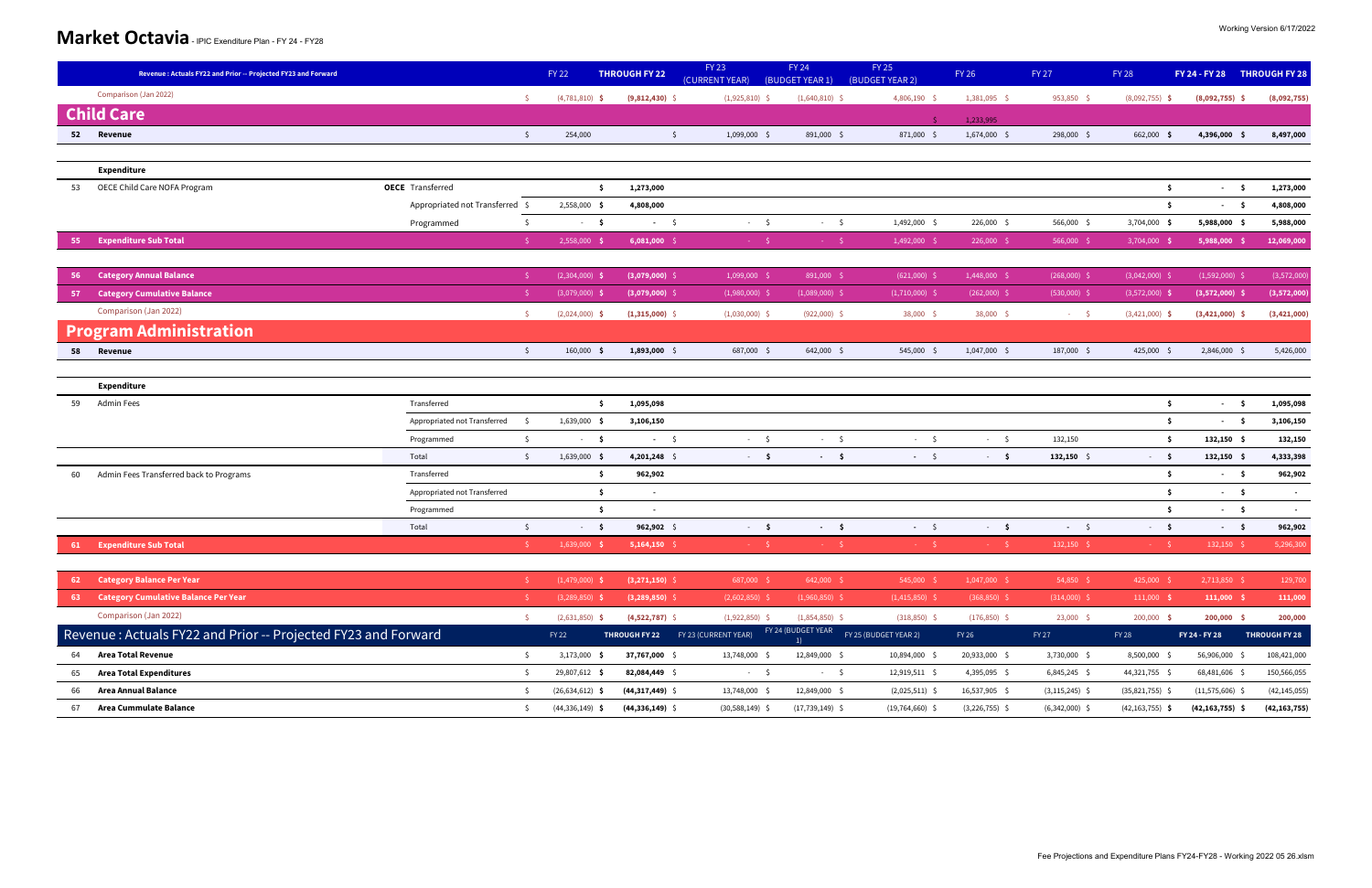# Market Octavia - IPIC Exenditure Plan - FY 24 - FY28

Working Version 6/17/2022

| # | Revenue : Actuals FY22 and Prior -- Projected FY23 and Forward | | FY 22 | THROUGH FY 22 | FY 23 (CURRENT YEAR) | FY 24 (BUDGET YEAR 1) | FY 25 (BUDGET YEAR 2) | FY 26 | FY 27 | FY 28 | FY 24 - FY 28 | THROUGH FY 28 |
|---|---|---|---|---|---|---|---|---|---|---|---|---|
| | Comparison (Jan 2022) | | $ (4,781,810) | $ (9,812,430) | $ (1,925,810) | $ (1,640,810) | $ 4,806,190 | $ 1,381,095 | $ 953,850 | $ (8,092,755) | $ (8,092,755) | $ (8,092,755) |
| | **Child Care** | | | | | | | $ 1,233,995 | | | | |
| 52 | **Revenue** | | $ 254,000 | | $ 1,099,000 | $ 891,000 | $ 871,000 | $ 1,674,000 | $ 298,000 | $ 662,000 | $ 4,396,000 | $ 8,497,000 |
| | **Expenditure** | | | | | | | | | | | |
| 53 | OECE Child Care NOFA Program | **OECE** Transferred | | $ 1,273,000 | | | | | | | $ - | $ 1,273,000 |
| | | Appropriated not Transferred | $ 2,558,000 | $ 4,808,000 | | | | | | | $ - | $ 4,808,000 |
| | | Programmed | $ - | $ - | $ - | $ - | $ 1,492,000 | $ 226,000 | $ 566,000 | $ 3,704,000 | $ 5,988,000 | $ 5,988,000 |
| 55 | **Expenditure Sub Total** | | $ 2,558,000 | $ 6,081,000 | $ - | $ - | $ 1,492,000 | $ 226,000 | $ 566,000 | $ 3,704,000 | $ 5,988,000 | $ 12,069,000 |
| 56 | **Category Annual Balance** | | $ (2,304,000) | $ (3,079,000) | $ 1,099,000 | $ 891,000 | $ (621,000) | $ 1,448,000 | $ (268,000) | $ (3,042,000) | $ (1,592,000) | $ (3,572,000) |
| 57 | **Category Cumulative Balance** | | $ (3,079,000) | $ (3,079,000) | $ (1,980,000) | $ (1,089,000) | $ (1,710,000) | $ (262,000) | $ (530,000) | $ (3,572,000) | $ (3,572,000) | $ (3,572,000) |
| | Comparison (Jan 2022) | | $ (2,024,000) | $ (1,315,000) | $ (1,030,000) | $ (922,000) | $ 38,000 | $ 38,000 | $ - | $ (3,421,000) | $ (3,421,000) | $ (3,421,000) |
| | **Program Administration** | | | | | | | | | | | |
| 58 | **Revenue** | | $ 160,000 | $ 1,893,000 | $ 687,000 | $ 642,000 | $ 545,000 | $ 1,047,000 | $ 187,000 | $ 425,000 | $ 2,846,000 | $ 5,426,000 |
| | **Expenditure** | | | | | | | | | | | |
| 59 | Admin Fees | Transferred | | $ 1,095,098 | | | | | | | $ - | $ 1,095,098 |
| | | Appropriated not Transferred | $ 1,639,000 | $ 3,106,150 | | | | | | | $ - | $ 3,106,150 |
| | | Programmed | $ - | $ - | $ - | $ - | $ - | $ - | 132,150 | | $ 132,150 | $ 132,150 |
| | | Total | $ 1,639,000 | $ 4,201,248 | $ - | $ - | $ - | $ - | $ 132,150 | $ - | $ 132,150 | $ 4,333,398 |
| 60 | Admin Fees Transferred back to Programs | Transferred | | $ 962,902 | | | | | | | $ - | $ 962,902 |
| | | Appropriated not Transferred | | $ - | | | | | | | $ - | $ - |
| | | Programmed | | $ - | | | | | | | $ - | $ - |
| | | Total | $ - | $ 962,902 | $ - | $ - | $ - | $ - | $ - | $ - | $ - | $ 962,902 |
| 61 | **Expenditure Sub Total** | | $ 1,639,000 | $ 5,164,150 | $ - | $ - | $ - | $ - | $ 132,150 | $ - | $ 132,150 | $ 5,296,300 |
| 62 | **Category Balance Per Year** | | $ (1,479,000) | $ (3,271,150) | $ 687,000 | $ 642,000 | $ 545,000 | $ 1,047,000 | $ 54,850 | $ 425,000 | $ 2,713,850 | $ 129,700 |
| 63 | **Category Cumulative Balance Per Year** | | $ (3,289,850) | $ (3,289,850) | $ (2,602,850) | $ (1,960,850) | $ (1,415,850) | $ (368,850) | $ (314,000) | $ 111,000 | $ 111,000 | $ 111,000 |
| | Comparison (Jan 2022) | | $ (2,631,850) | $ (4,522,787) | $ (1,922,850) | $ (1,854,850) | $ (318,850) | $ (176,850) | $ 23,000 | $ 200,000 | $ 200,000 | $ 200,000 |
| | **Revenue : Actuals FY22 and Prior -- Projected FY23 and Forward** | | FY 22 | THROUGH FY 22 | FY 23 (CURRENT YEAR) | FY 24 (BUDGET YEAR 1) | FY 25 (BUDGET YEAR 2) | FY 26 | FY 27 | FY 28 | FY 24 - FY 28 | THROUGH FY 28 |
| 64 | **Area Total Revenue** | | $ 3,173,000 | $ 37,767,000 | $ 13,748,000 | $ 12,849,000 | $ 10,894,000 | $ 20,933,000 | $ 3,730,000 | $ 8,500,000 | $ 56,906,000 | $ 108,421,000 |
| 65 | **Area Total Expenditures** | | $ 29,807,612 | $ 82,084,449 | $ - | $ - | $ 12,919,511 | $ 4,395,095 | $ 6,845,245 | $ 44,321,755 | $ 68,481,606 | $ 150,566,055 |
| 66 | **Area Annual Balance** | | $ (26,634,612) | $ (44,317,449) | $ 13,748,000 | $ 12,849,000 | $ (2,025,511) | $ 16,537,905 | $ (3,115,245) | $ (35,821,755) | $ (11,575,606) | $ (42,145,055) |
| 67 | **Area Cummulate Balance** | | $ (44,336,149) | $ (44,336,149) | $ (30,588,149) | $ (17,739,149) | $ (19,764,660) | $ (3,226,755) | $ (6,342,000) | $ (42,163,755) | $ (42,163,755) | $ (42,163,755) |

Fee Projections and Expenditure Plans FY24-FY28 - Working 2022 05 26.xlsm